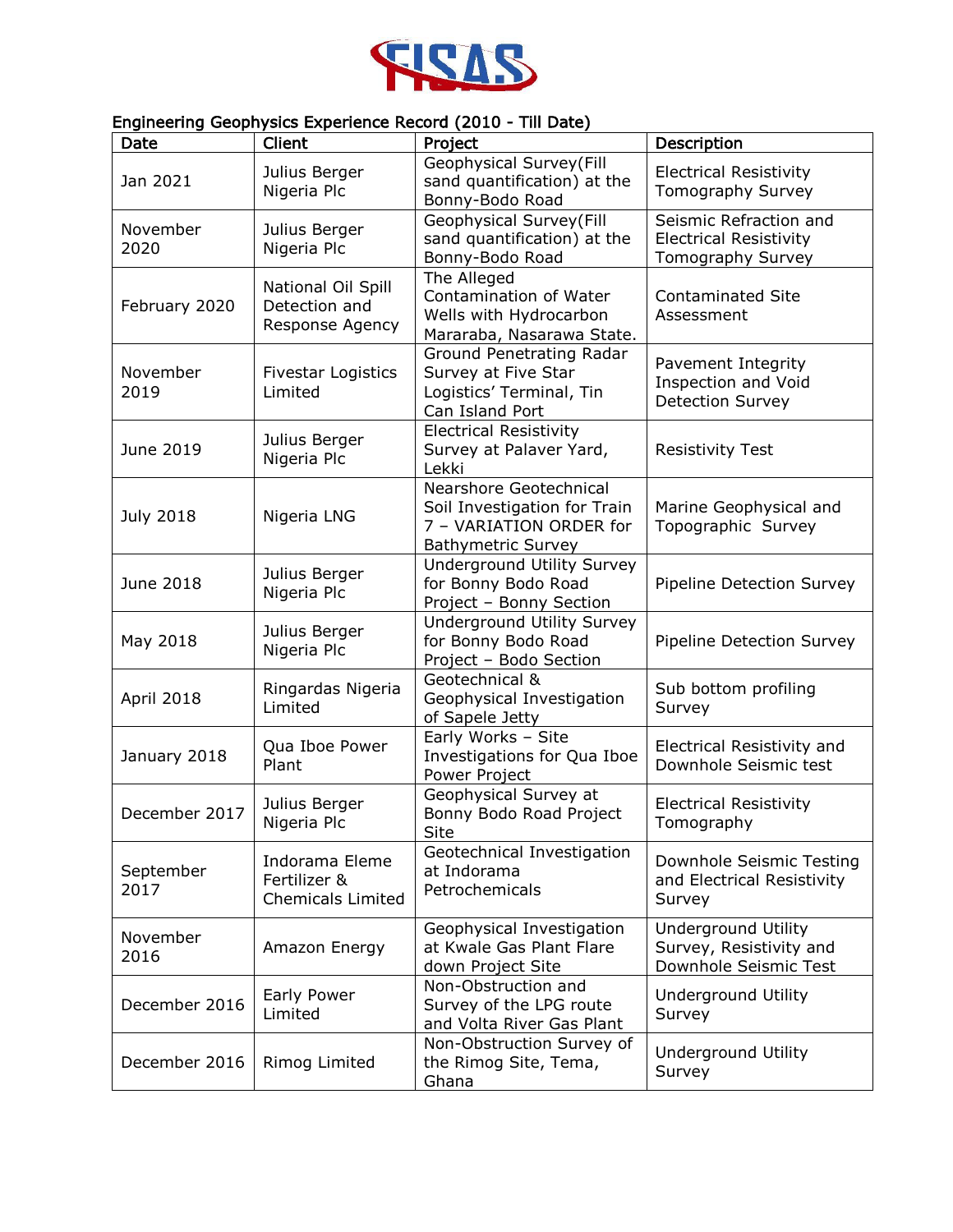FISAS

Engineering Geophysics Experience Record (2010 - Till Date)

| Date | Client | Project | Description |
|---|---|---|---|
| Jan 2021 | Julius Berger Nigeria Plc | Geophysical Survey(Fill sand quantification) at the Bonny-Bodo Road | Electrical Resistivity Tomography Survey |
| November 2020 | Julius Berger Nigeria Plc | Geophysical Survey(Fill sand quantification) at the Bonny-Bodo Road | Seismic Refraction and Electrical Resistivity Tomography Survey |
| February 2020 | National Oil Spill Detection and Response Agency | The Alleged Contamination of Water Wells with Hydrocarbon Mararaba, Nasarawa State. | Contaminated Site Assessment |
| November 2019 | Fivestar Logistics Limited | Ground Penetrating Radar Survey at Five Star Logistics' Terminal, Tin Can Island Port | Pavement Integrity Inspection and Void Detection Survey |
| June 2019 | Julius Berger Nigeria Plc | Electrical Resistivity Survey at Palaver Yard, Lekki | Resistivity Test |
| July 2018 | Nigeria LNG | Nearshore Geotechnical Soil Investigation for Train 7 – VARIATION ORDER for Bathymetric Survey | Marine Geophysical and Topographic Survey |
| June 2018 | Julius Berger Nigeria Plc | Underground Utility Survey for Bonny Bodo Road Project – Bonny Section | Pipeline Detection Survey |
| May 2018 | Julius Berger Nigeria Plc | Underground Utility Survey for Bonny Bodo Road Project – Bodo Section | Pipeline Detection Survey |
| April 2018 | Ringardas Nigeria Limited | Geotechnical & Geophysical Investigation of Sapele Jetty | Sub bottom profiling Survey |
| January 2018 | Qua Iboe Power Plant | Early Works – Site Investigations for Qua Iboe Power Project | Electrical Resistivity and Downhole Seismic test |
| December 2017 | Julius Berger Nigeria Plc | Geophysical Survey at Bonny Bodo Road Project Site | Electrical Resistivity Tomography |
| September 2017 | Indorama Eleme Fertilizer & Chemicals Limited | Geotechnical Investigation at Indorama Petrochemicals | Downhole Seismic Testing and Electrical Resistivity Survey |
| November 2016 | Amazon Energy | Geophysical Investigation at Kwale Gas Plant Flare down Project Site | Underground Utility Survey, Resistivity and Downhole Seismic Test |
| December 2016 | Early Power Limited | Non-Obstruction and Survey of the LPG route and Volta River Gas Plant | Underground Utility Survey |
| December 2016 | Rimog Limited | Non-Obstruction Survey of the Rimog Site, Tema, Ghana | Underground Utility Survey |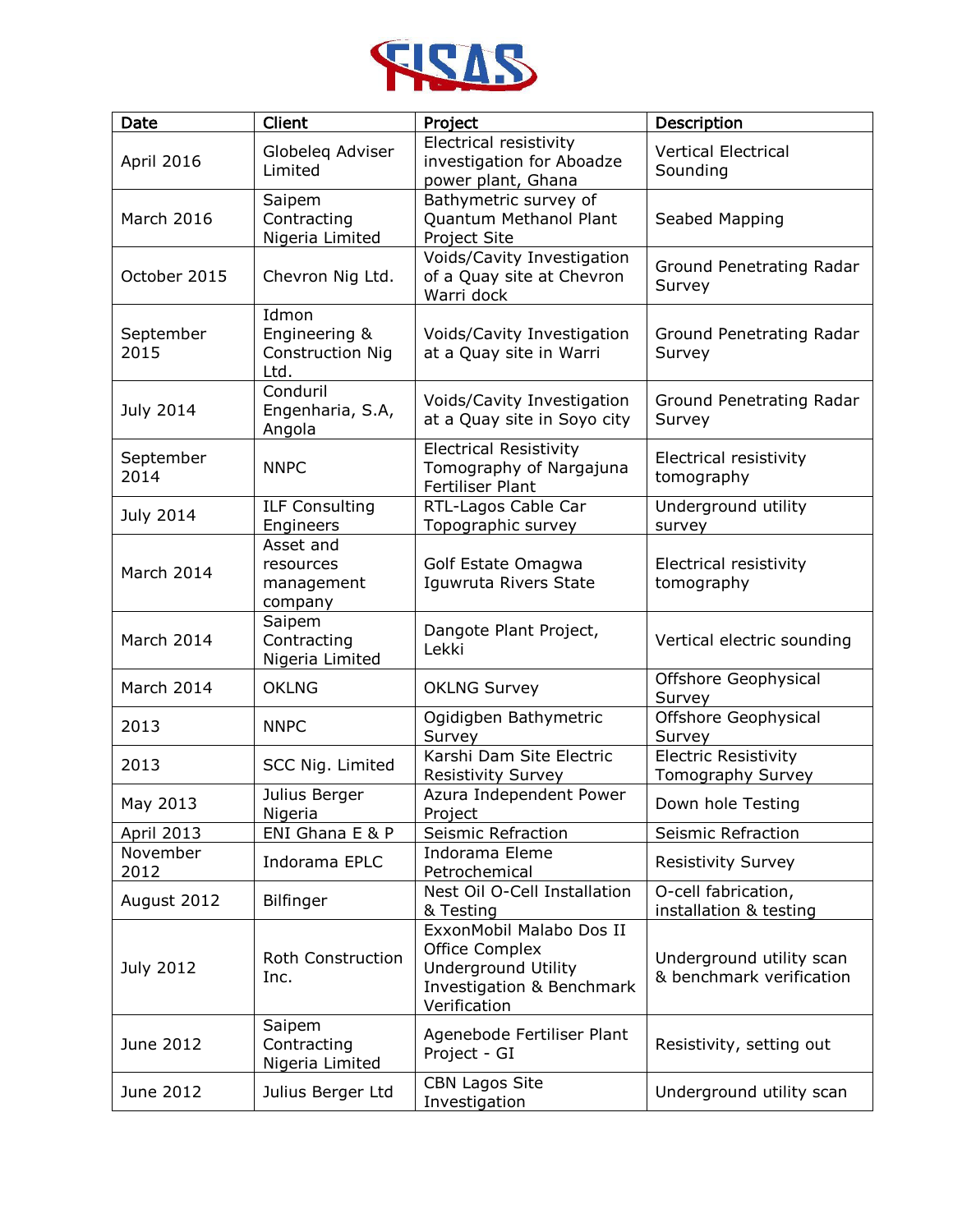| Date | Client | Project | Description |
|---|---|---|---|
| April 2016 | Globeleq Adviser Limited | Electrical resistivity investigation for Aboadze power plant, Ghana | Vertical Electrical Sounding |
| March 2016 | Saipem Contracting Nigeria Limited | Bathymetric survey of Quantum Methanol Plant Project Site | Seabed Mapping |
| October 2015 | Chevron Nig Ltd. | Voids/Cavity Investigation of a Quay site at Chevron Warri dock | Ground Penetrating Radar Survey |
| September 2015 | Idmon Engineering & Construction Nig Ltd. | Voids/Cavity Investigation at a Quay site in Warri | Ground Penetrating Radar Survey |
| July 2014 | Conduril Engenharia, S.A, Angola | Voids/Cavity Investigation at a Quay site in Soyo city | Ground Penetrating Radar Survey |
| September 2014 | NNPC | Electrical Resistivity Tomography of Nargajuna Fertiliser Plant | Electrical resistivity tomography |
| July 2014 | ILF Consulting Engineers | RTL-Lagos Cable Car Topographic survey | Underground utility survey |
| March 2014 | Asset and resources management company | Golf Estate Omagwa Iguwruta Rivers State | Electrical resistivity tomography |
| March 2014 | Saipem Contracting Nigeria Limited | Dangote Plant Project, Lekki | Vertical electric sounding |
| March 2014 | OKLNG | OKLNG Survey | Offshore Geophysical Survey |
| 2013 | NNPC | Ogidigben Bathymetric Survey | Offshore Geophysical Survey |
| 2013 | SCC Nig. Limited | Karshi Dam Site Electric Resistivity Survey | Electric Resistivity Tomography Survey |
| May 2013 | Julius Berger Nigeria | Azura Independent Power Project | Down hole Testing |
| April 2013 | ENI Ghana E & P | Seismic Refraction | Seismic Refraction |
| November 2012 | Indorama EPLC | Indorama Eleme Petrochemical | Resistivity Survey |
| August 2012 | Bilfinger | Nest Oil O-Cell Installation & Testing | O-cell fabrication, installation & testing |
| July 2012 | Roth Construction Inc. | ExxonMobil Malabo Dos II Office Complex Underground Utility Investigation & Benchmark Verification | Underground utility scan & benchmark verification |
| June 2012 | Saipem Contracting Nigeria Limited | Agenebode Fertiliser Plant Project - GI | Resistivity, setting out |
| June 2012 | Julius Berger Ltd | CBN Lagos Site Investigation | Underground utility scan |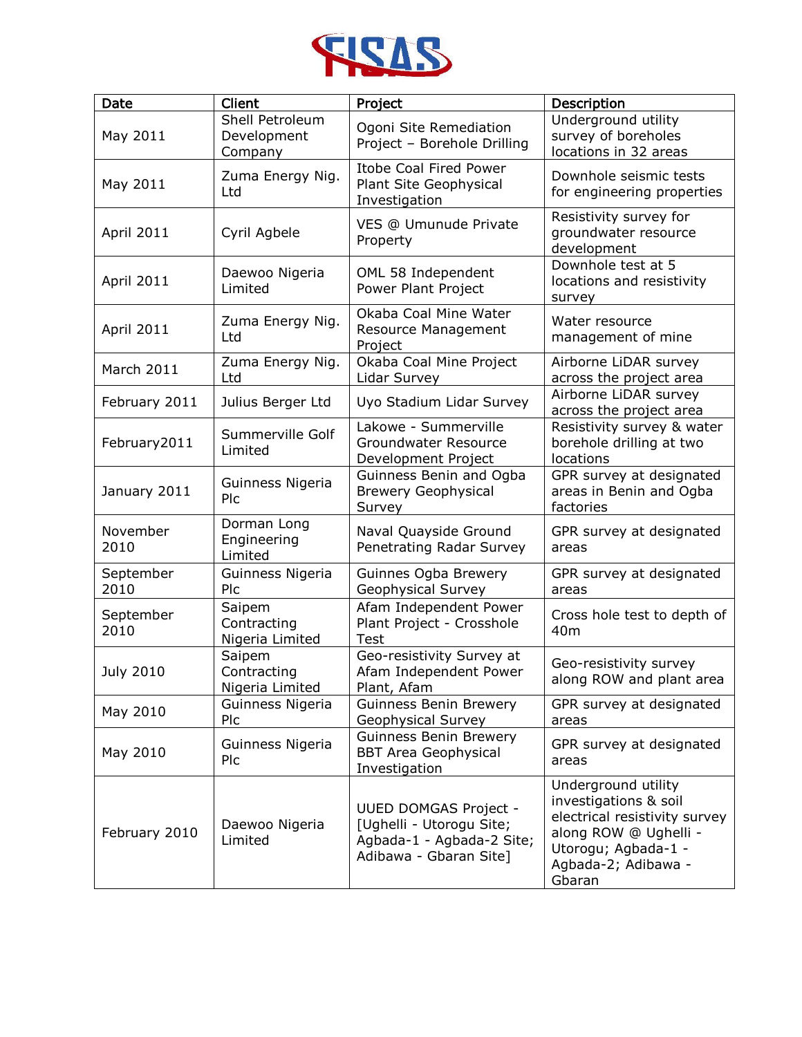| Date | Client | Project | Description |
|---|---|---|---|
| May 2011 | Shell Petroleum Development Company | Ogoni Site Remediation Project – Borehole Drilling | Underground utility survey of boreholes locations in 32 areas |
| May 2011 | Zuma Energy Nig. Ltd | Itobe Coal Fired Power Plant Site Geophysical Investigation | Downhole seismic tests for engineering properties |
| April 2011 | Cyril Agbele | VES @ Umunude Private Property | Resistivity survey for groundwater resource development |
| April 2011 | Daewoo Nigeria Limited | OML 58 Independent Power Plant Project | Downhole test at 5 locations and resistivity survey |
| April 2011 | Zuma Energy Nig. Ltd | Okaba Coal Mine Water Resource Management Project | Water resource management of mine |
| March 2011 | Zuma Energy Nig. Ltd | Okaba Coal Mine Project Lidar Survey | Airborne LiDAR survey across the project area |
| February 2011 | Julius Berger Ltd | Uyo Stadium Lidar Survey | Airborne LiDAR survey across the project area |
| February2011 | Summerville Golf Limited | Lakowe - Summerville Groundwater Resource Development Project | Resistivity survey & water borehole drilling at two locations |
| January 2011 | Guinness Nigeria Plc | Guinness Benin and Ogba Brewery Geophysical Survey | GPR survey at designated areas in Benin and Ogba factories |
| November 2010 | Dorman Long Engineering Limited | Naval Quayside Ground Penetrating Radar Survey | GPR survey at designated areas |
| September 2010 | Guinness Nigeria Plc | Guinnes Ogba Brewery Geophysical Survey | GPR survey at designated areas |
| September 2010 | Saipem Contracting Nigeria Limited | Afam Independent Power Plant Project - Crosshole Test | Cross hole test to depth of 40m |
| July 2010 | Saipem Contracting Nigeria Limited | Geo-resistivity Survey at Afam Independent Power Plant, Afam | Geo-resistivity survey along ROW and plant area |
| May 2010 | Guinness Nigeria Plc | Guinness Benin Brewery Geophysical Survey | GPR survey at designated areas |
| May 2010 | Guinness Nigeria Plc | Guinness Benin Brewery BBT Area Geophysical Investigation | GPR survey at designated areas |
| February 2010 | Daewoo Nigeria Limited | UUED DOMGAS Project - [Ughelli - Utorogu Site; Agbada-1 - Agbada-2 Site; Adibawa - Gbaran Site] | Underground utility investigations & soil electrical resistivity survey along ROW @ Ughelli - Utorogu; Agbada-1 - Agbada-2; Adibawa - Gbaran |